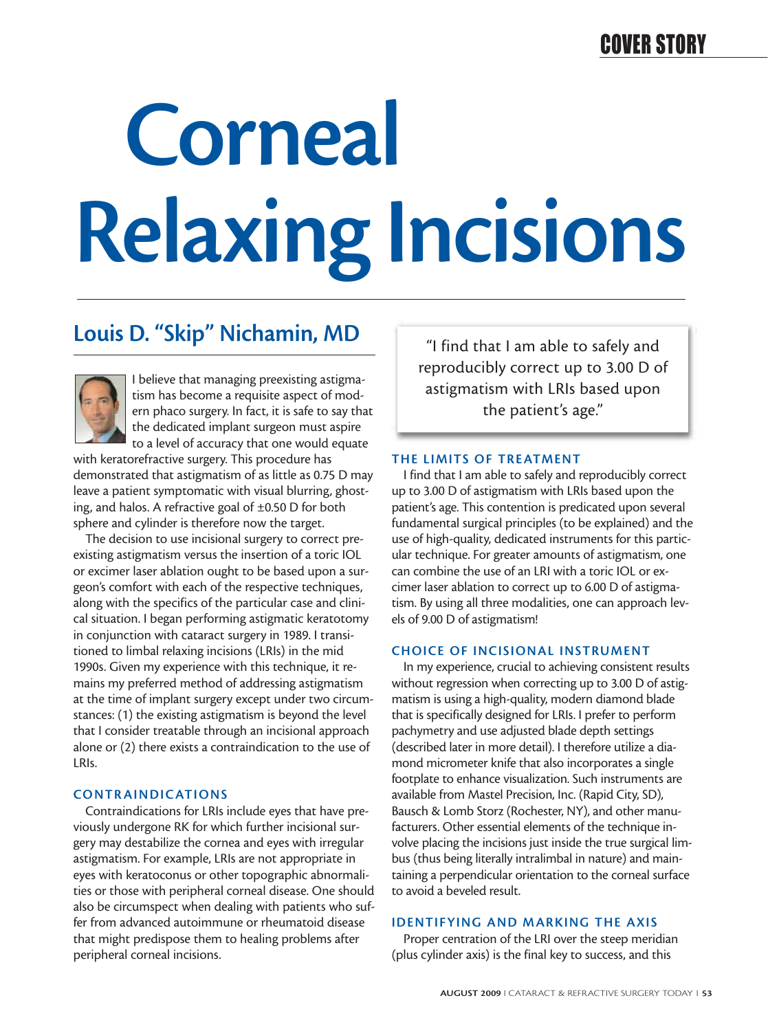# Corneal Relaxing Incisions

## Louis D. "Skip" Nichamin, MD

I believe that managing preexisting astigmatism has become a requisite aspect of modern phaco surgery. In fact, it is safe to say that the dedicated implant surgeon must aspire to a level of accuracy that one would equate with keratorefractive surgery. This procedure has demonstrated that astigmatism of as little as 0.75 D may leave a patient symptomatic with visual blurring, ghosting, and halos. A refractive goal of ±0.50 D for both sphere and cylinder is therefore now the target.

The decision to use incisional surgery to correct preexisting astigmatism versus the insertion of a toric IOL or excimer laser ablation ought to be based upon a surgeon's comfort with each of the respective techniques, along with the specifics of the particular case and clinical situation. I began performing astigmatic keratotomy in conjunction with cataract surgery in 1989. I transitioned to limbal relaxing incisions (LRIs) in the mid 1990s. Given my experience with this technique, it remains my preferred method of addressing astigmatism at the time of implant surgery except under two circumstances: (1) the existing astigmatism is beyond the level that I consider treatable through an incisional approach alone or (2) there exists a contraindication to the use of LRIs.

### CONTRAINDICATIONS

Contraindications for LRIs include eyes that have previously undergone RK for which further incisional surgery may destabilize the cornea and eyes with irregular astigmatism. For example, LRIs are not appropriate in eyes with keratoconus or other topographic abnormalities or those with peripheral corneal disease. One should also be circumspect when dealing with patients who suffer from advanced autoimmune or rheumatoid disease that might predispose them to healing problems after peripheral corneal incisions.

> "I find that I am able to safely and reproducibly correct up to 3.00 D of astigmatism with LRIs based upon the patient's age."

### THE LIMITS OF TREATMENT

I find that I am able to safely and reproducibly correct up to 3.00 D of astigmatism with LRIs based upon the patient's age. This contention is predicated upon several fundamental surgical principles (to be explained) and the use of high-quality, dedicated instruments for this particular technique. For greater amounts of astigmatism, one can combine the use of an LRI with a toric IOL or excimer laser ablation to correct up to 6.00 D of astigmatism. By using all three modalities, one can approach levels of 9.00 D of astigmatism!

### CHOICE OF INCISIONAL INSTRUMENT

In my experience, crucial to achieving consistent results without regression when correcting up to 3.00 D of astigmatism is using a high-quality, modern diamond blade that is specifically designed for LRIs. I prefer to perform pachymetry and use adjusted blade depth settings (described later in more detail). I therefore utilize a diamond micrometer knife that also incorporates a single footplate to enhance visualization. Such instruments are available from Mastel Precision, Inc. (Rapid City, SD), Bausch & Lomb Storz (Rochester, NY), and other manufacturers. Other essential elements of the technique involve placing the incisions just inside the true surgical limbus (thus being literally intralimbal in nature) and maintaining a perpendicular orientation to the corneal surface to avoid a beveled result.

### IDENTIFYING AND MARKING THE AXIS

Proper centration of the LRI over the steep meridian (plus cylinder axis) is the final key to success, and this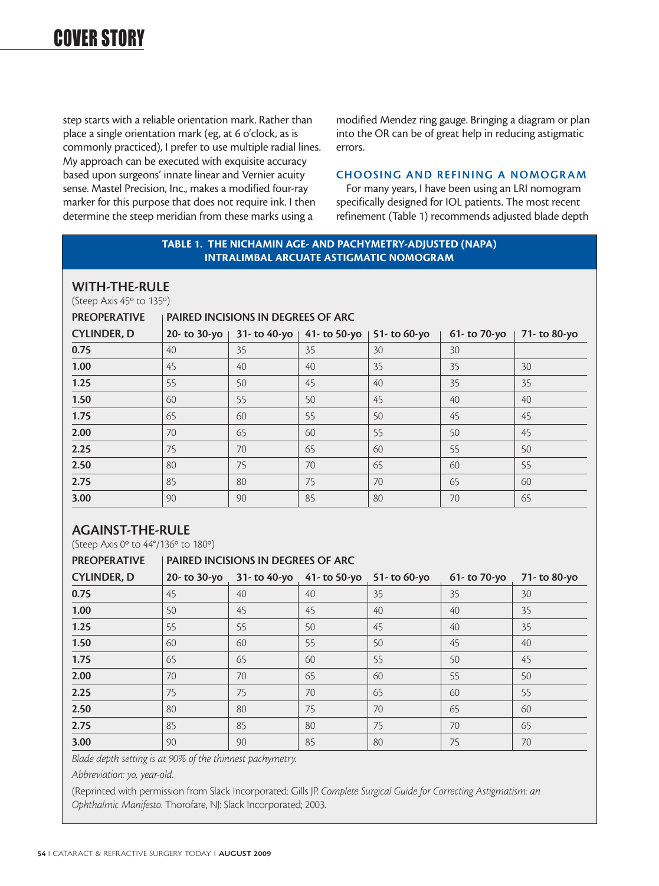step starts with a reliable orientation mark. Rather than place a single orientation mark (eg, at 6 o'clock, as is commonly practiced), I prefer to use multiple radial lines. My approach can be executed with exquisite accuracy based upon surgeons' innate linear and Vernier acuity sense. Mastel Precision, Inc., makes a modified four-ray marker for this purpose that does not require ink. I then determine the steep meridian from these marks using a modified Mendez ring gauge. Bringing a diagram or plan into the OR can be of great help in reducing astigmatic errors.

## CHOOSING AND REFINING A NOMOGRAM

For many years, I have been using an LRI nomogram specifically designed for IOL patients. The most recent refinement (Table 1) recommends adjusted blade depth

**TABLE 1. THE NICHAMIN AGE- AND PACHYMETRY-ADJUSTED (NAPA) INTRALIMBAL ARCUATE ASTIGMATIC NOMOGRAM**

**WITH-THE-RULE**

(Steep Axis 45° to 135°)

| PREOPERATIVE CYLINDER, D | PAIRED INCISIONS IN DEGREES OF ARC | | | | | |
|---|---|---|---|---|---|---|
| | 20- to 30-yo | 31- to 40-yo | 41- to 50-yo | 51- to 60-yo | 61- to 70-yo | 71- to 80-yo |
| **0.75** | 40 | 35 | 35 | 30 | 30 | |
| **1.00** | 45 | 40 | 40 | 35 | 35 | 30 |
| **1.25** | 55 | 50 | 45 | 40 | 35 | 35 |
| **1.50** | 60 | 55 | 50 | 45 | 40 | 40 |
| **1.75** | 65 | 60 | 55 | 50 | 45 | 45 |
| **2.00** | 70 | 65 | 60 | 55 | 50 | 45 |
| **2.25** | 75 | 70 | 65 | 60 | 55 | 50 |
| **2.50** | 80 | 75 | 70 | 65 | 60 | 55 |
| **2.75** | 85 | 80 | 75 | 70 | 65 | 60 |
| **3.00** | 90 | 90 | 85 | 80 | 70 | 65 |

**AGAINST-THE-RULE**

(Steep Axis 0° to 44°/136° to 180°)

| PREOPERATIVE CYLINDER, D | PAIRED INCISIONS IN DEGREES OF ARC | | | | | |
|---|---|---|---|---|---|---|
| | 20- to 30-yo | 31- to 40-yo | 41- to 50-yo | 51- to 60-yo | 61- to 70-yo | 71- to 80-yo |
| **0.75** | 45 | 40 | 40 | 35 | 35 | 30 |
| **1.00** | 50 | 45 | 45 | 40 | 40 | 35 |
| **1.25** | 55 | 55 | 50 | 45 | 40 | 35 |
| **1.50** | 60 | 60 | 55 | 50 | 45 | 40 |
| **1.75** | 65 | 65 | 60 | 55 | 50 | 45 |
| **2.00** | 70 | 70 | 65 | 60 | 55 | 50 |
| **2.25** | 75 | 75 | 70 | 65 | 60 | 55 |
| **2.50** | 80 | 80 | 75 | 70 | 65 | 60 |
| **2.75** | 85 | 85 | 80 | 75 | 70 | 65 |
| **3.00** | 90 | 90 | 85 | 80 | 75 | 70 |

*Blade depth setting is at 90% of the thinnest pachymetry.*

*Abbreviation: yo, year-old.*

(Reprinted with permission from Slack Incorporated: Gills JP. *Complete Surgical Guide for Correcting Astigmatism: an Ophthalmic Manifesto.* Thorofare, NJ: Slack Incorporated; 2003.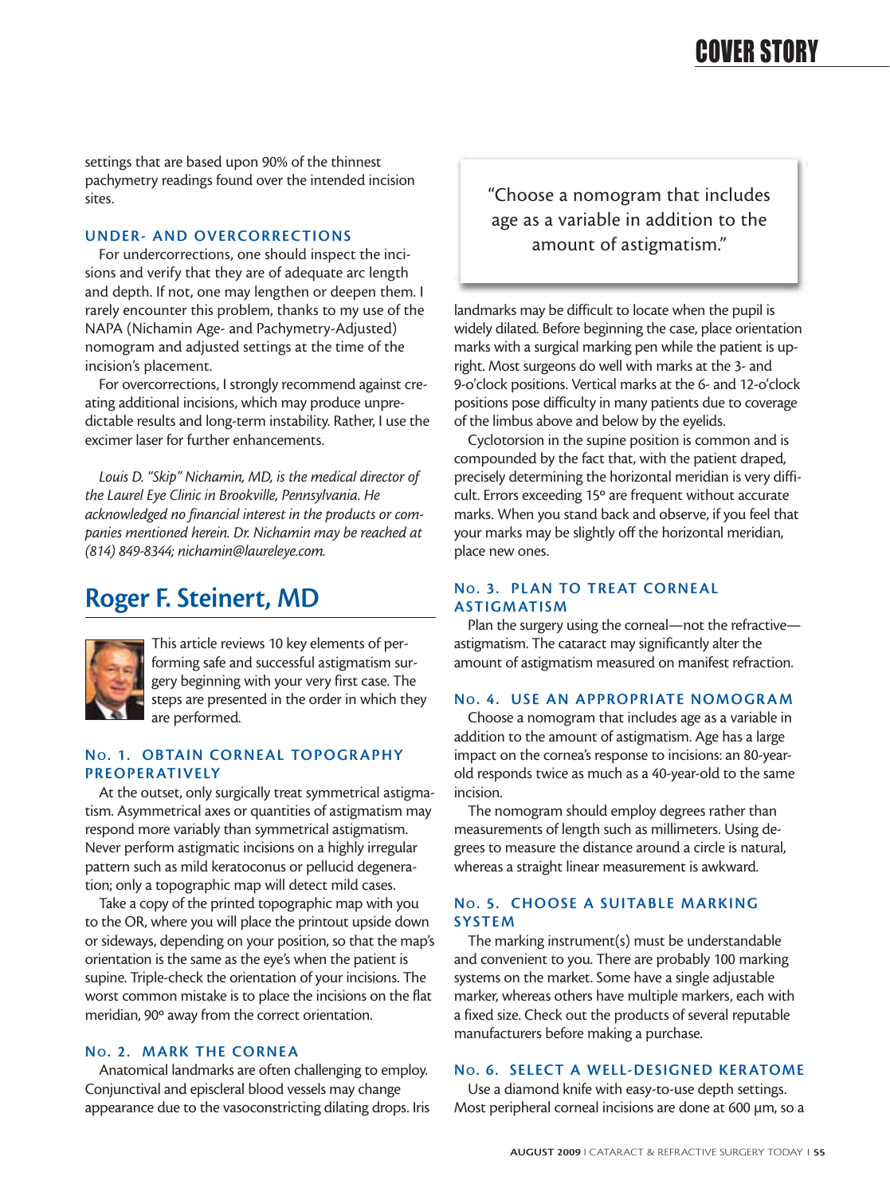settings that are based upon 90% of the thinnest pachymetry readings found over the intended incision sites.

### UNDER- AND OVERCORRECTIONS

For undercorrections, one should inspect the incisions and verify that they are of adequate arc length and depth. If not, one may lengthen or deepen them. I rarely encounter this problem, thanks to my use of the NAPA (Nichamin Age- and Pachymetry-Adjusted) nomogram and adjusted settings at the time of the incision's placement.

For overcorrections, I strongly recommend against creating additional incisions, which may produce unpredictable results and long-term instability. Rather, I use the excimer laser for further enhancements.

*Louis D. "Skip" Nichamin, MD, is the medical director of the Laurel Eye Clinic in Brookville, Pennsylvania. He acknowledged no financial interest in the products or companies mentioned herein. Dr. Nichamin may be reached at (814) 849-8344; nichamin@laureleye.com.*

## Roger F. Steinert, MD

This article reviews 10 key elements of performing safe and successful astigmatism surgery beginning with your very first case. The steps are presented in the order in which they are performed.

### NO. 1. OBTAIN CORNEAL TOPOGRAPHY PREOPERATIVELY

At the outset, only surgically treat symmetrical astigmatism. Asymmetrical axes or quantities of astigmatism may respond more variably than symmetrical astigmatism. Never perform astigmatic incisions on a highly irregular pattern such as mild keratoconus or pellucid degeneration; only a topographic map will detect mild cases.

Take a copy of the printed topographic map with you to the OR, where you will place the printout upside down or sideways, depending on your position, so that the map's orientation is the same as the eye's when the patient is supine. Triple-check the orientation of your incisions. The worst common mistake is to place the incisions on the flat meridian, 90º away from the correct orientation.

### NO. 2. MARK THE CORNEA

Anatomical landmarks are often challenging to employ. Conjunctival and episcleral blood vessels may change appearance due to the vasoconstricting dilating drops. Iris landmarks may be difficult to locate when the pupil is widely dilated. Before beginning the case, place orientation marks with a surgical marking pen while the patient is upright. Most surgeons do well with marks at the 3- and 9-o'clock positions. Vertical marks at the 6- and 12-o'clock positions pose difficulty in many patients due to coverage of the limbus above and below by the eyelids.

Cyclotorsion in the supine position is common and is compounded by the fact that, with the patient draped, precisely determining the horizontal meridian is very difficult. Errors exceeding 15º are frequent without accurate marks. When you stand back and observe, if you feel that your marks may be slightly off the horizontal meridian, place new ones.

> "Choose a nomogram that includes age as a variable in addition to the amount of astigmatism."

### NO. 3. PLAN TO TREAT CORNEAL ASTIGMATISM

Plan the surgery using the corneal—not the refractive—astigmatism. The cataract may significantly alter the amount of astigmatism measured on manifest refraction.

### NO. 4. USE AN APPROPRIATE NOMOGRAM

Choose a nomogram that includes age as a variable in addition to the amount of astigmatism. Age has a large impact on the cornea's response to incisions: an 80-year-old responds twice as much as a 40-year-old to the same incision.

The nomogram should employ degrees rather than measurements of length such as millimeters. Using degrees to measure the distance around a circle is natural, whereas a straight linear measurement is awkward.

### NO. 5. CHOOSE A SUITABLE MARKING SYSTEM

The marking instrument(s) must be understandable and convenient to you. There are probably 100 marking systems on the market. Some have a single adjustable marker, whereas others have multiple markers, each with a fixed size. Check out the products of several reputable manufacturers before making a purchase.

### NO. 6. SELECT A WELL-DESIGNED KERATOME

Use a diamond knife with easy-to-use depth settings. Most peripheral corneal incisions are done at 600 µm, so a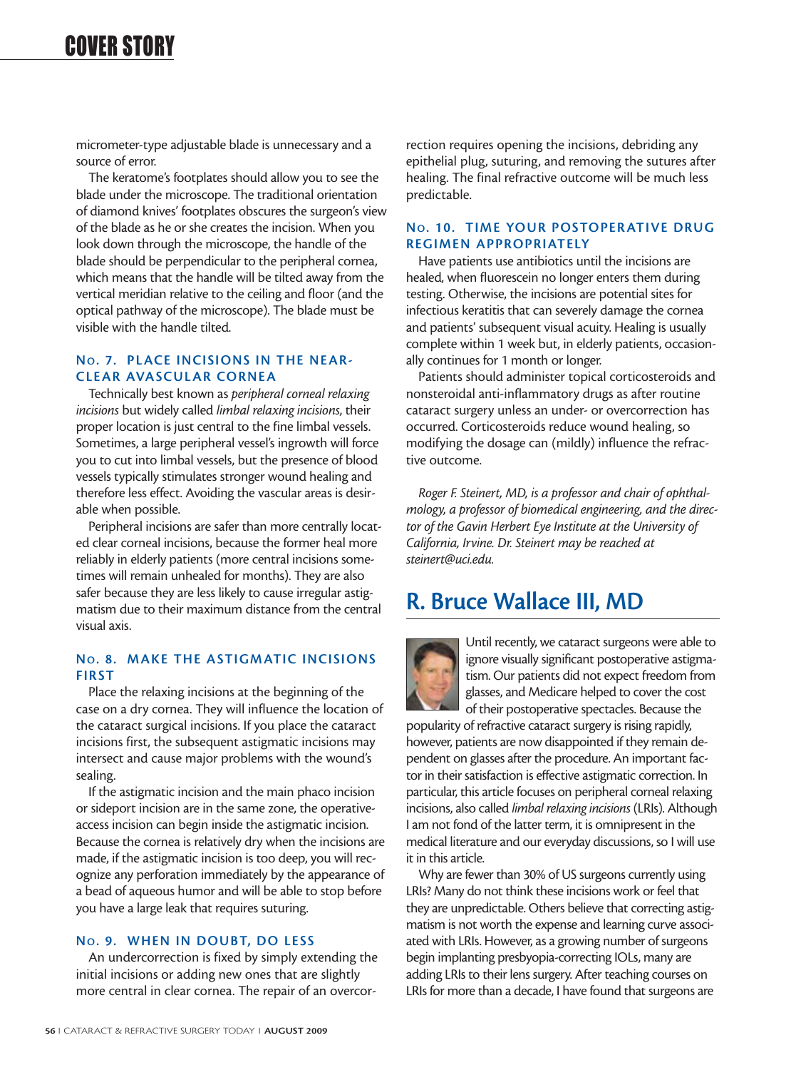micrometer-type adjustable blade is unnecessary and a source of error.

The keratome's footplates should allow you to see the blade under the microscope. The traditional orientation of diamond knives' footplates obscures the surgeon's view of the blade as he or she creates the incision. When you look down through the microscope, the handle of the blade should be perpendicular to the peripheral cornea, which means that the handle will be tilted away from the vertical meridian relative to the ceiling and floor (and the optical pathway of the microscope). The blade must be visible with the handle tilted.

### No. 7. PLACE INCISIONS IN THE NEAR-CLEAR AVASCULAR CORNEA

Technically best known as *peripheral corneal relaxing incisions* but widely called *limbal relaxing incisions*, their proper location is just central to the fine limbal vessels. Sometimes, a large peripheral vessel's ingrowth will force you to cut into limbal vessels, but the presence of blood vessels typically stimulates stronger wound healing and therefore less effect. Avoiding the vascular areas is desirable when possible.

Peripheral incisions are safer than more centrally located clear corneal incisions, because the former heal more reliably in elderly patients (more central incisions sometimes will remain unhealed for months). They are also safer because they are less likely to cause irregular astigmatism due to their maximum distance from the central visual axis.

### No. 8. MAKE THE ASTIGMATIC INCISIONS FIRST

Place the relaxing incisions at the beginning of the case on a dry cornea. They will influence the location of the cataract surgical incisions. If you place the cataract incisions first, the subsequent astigmatic incisions may intersect and cause major problems with the wound's sealing.

If the astigmatic incision and the main phaco incision or sideport incision are in the same zone, the operative-access incision can begin inside the astigmatic incision. Because the cornea is relatively dry when the incisions are made, if the astigmatic incision is too deep, you will recognize any perforation immediately by the appearance of a bead of aqueous humor and will be able to stop before you have a large leak that requires suturing.

### No. 9. WHEN IN DOUBT, DO LESS

An undercorrection is fixed by simply extending the initial incisions or adding new ones that are slightly more central in clear cornea. The repair of an overcorrection requires opening the incisions, debriding any epithelial plug, suturing, and removing the sutures after healing. The final refractive outcome will be much less predictable.

### No. 10. TIME YOUR POSTOPERATIVE DRUG REGIMEN APPROPRIATELY

Have patients use antibiotics until the incisions are healed, when fluorescein no longer enters them during testing. Otherwise, the incisions are potential sites for infectious keratitis that can severely damage the cornea and patients' subsequent visual acuity. Healing is usually complete within 1 week but, in elderly patients, occasionally continues for 1 month or longer.

Patients should administer topical corticosteroids and nonsteroidal anti-inflammatory drugs as after routine cataract surgery unless an under- or overcorrection has occurred. Corticosteroids reduce wound healing, so modifying the dosage can (mildly) influence the refractive outcome.

*Roger F. Steinert, MD, is a professor and chair of ophthalmology, a professor of biomedical engineering, and the director of the Gavin Herbert Eye Institute at the University of California, Irvine. Dr. Steinert may be reached at steinert@uci.edu.*

## R. Bruce Wallace III, MD

Until recently, we cataract surgeons were able to ignore visually significant postoperative astigmatism. Our patients did not expect freedom from glasses, and Medicare helped to cover the cost of their postoperative spectacles. Because the popularity of refractive cataract surgery is rising rapidly, however, patients are now disappointed if they remain dependent on glasses after the procedure. An important factor in their satisfaction is effective astigmatic correction. In particular, this article focuses on peripheral corneal relaxing incisions, also called *limbal relaxing incisions* (LRIs). Although I am not fond of the latter term, it is omnipresent in the medical literature and our everyday discussions, so I will use it in this article.

Why are fewer than 30% of US surgeons currently using LRIs? Many do not think these incisions work or feel that they are unpredictable. Others believe that correcting astigmatism is not worth the expense and learning curve associated with LRIs. However, as a growing number of surgeons begin implanting presbyopia-correcting IOLs, many are adding LRIs to their lens surgery. After teaching courses on LRIs for more than a decade, I have found that surgeons are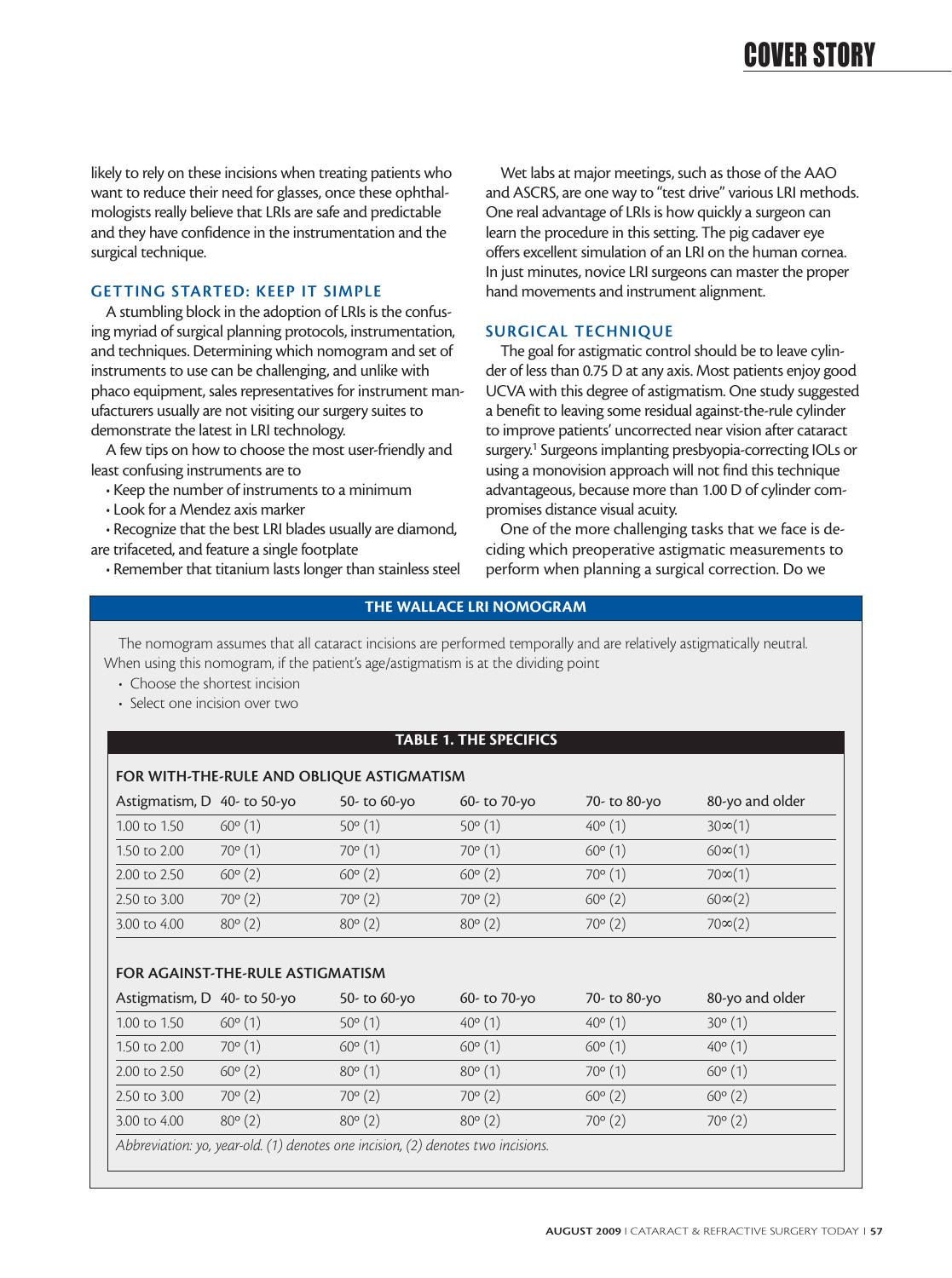likely to rely on these incisions when treating patients who want to reduce their need for glasses, once these ophthalmologists really believe that LRIs are safe and predictable and they have confidence in the instrumentation and the surgical technique.

## GETTING STARTED: KEEP IT SIMPLE

A stumbling block in the adoption of LRIs is the confusing myriad of surgical planning protocols, instrumentation, and techniques. Determining which nomogram and set of instruments to use can be challenging, and unlike with phaco equipment, sales representatives for instrument manufacturers usually are not visiting our surgery suites to demonstrate the latest in LRI technology.

A few tips on how to choose the most user-friendly and least confusing instruments are to

- Keep the number of instruments to a minimum
- Look for a Mendez axis marker
- Recognize that the best LRI blades usually are diamond, are trifaceted, and feature a single footplate
- Remember that titanium lasts longer than stainless steel

Wet labs at major meetings, such as those of the AAO and ASCRS, are one way to "test drive" various LRI methods. One real advantage of LRIs is how quickly a surgeon can learn the procedure in this setting. The pig cadaver eye offers excellent simulation of an LRI on the human cornea. In just minutes, novice LRI surgeons can master the proper hand movements and instrument alignment.

## SURGICAL TECHNIQUE

The goal for astigmatic control should be to leave cylinder of less than 0.75 D at any axis. Most patients enjoy good UCVA with this degree of astigmatism. One study suggested a benefit to leaving some residual against-the-rule cylinder to improve patients' uncorrected near vision after cataract surgery.[1] Surgeons implanting presbyopia-correcting IOLs or using a monovision approach will not find this technique advantageous, because more than 1.00 D of cylinder compromises distance visual acuity.

One of the more challenging tasks that we face is deciding which preoperative astigmatic measurements to perform when planning a surgical correction. Do we

### THE WALLACE LRI NOMOGRAM

The nomogram assumes that all cataract incisions are performed temporally and are relatively astigmatically neutral. When using this nomogram, if the patient's age/astigmatism is at the dividing point

- Choose the shortest incision
- Select one incision over two

**TABLE 1. THE SPECIFICS**

**FOR WITH-THE-RULE AND OBLIQUE ASTIGMATISM**

| Astigmatism, D | 40- to 50-yo | 50- to 60-yo | 60- to 70-yo | 70- to 80-yo | 80-yo and older |
|---|---|---|---|---|---|
| 1.00 to 1.50 | 60° (1) | 50° (1) | 50° (1) | 40° (1) | 30∞(1) |
| 1.50 to 2.00 | 70° (1) | 70° (1) | 70° (1) | 60° (1) | 60∞(1) |
| 2.00 to 2.50 | 60° (2) | 60° (2) | 60° (2) | 70° (1) | 70∞(1) |
| 2.50 to 3.00 | 70° (2) | 70° (2) | 70° (2) | 60° (2) | 60∞(2) |
| 3.00 to 4.00 | 80° (2) | 80° (2) | 80° (2) | 70° (2) | 70∞(2) |

**FOR AGAINST-THE-RULE ASTIGMATISM**

| Astigmatism, D | 40- to 50-yo | 50- to 60-yo | 60- to 70-yo | 70- to 80-yo | 80-yo and older |
|---|---|---|---|---|---|
| 1.00 to 1.50 | 60° (1) | 50° (1) | 40° (1) | 40° (1) | 30° (1) |
| 1.50 to 2.00 | 70° (1) | 60° (1) | 60° (1) | 60° (1) | 40° (1) |
| 2.00 to 2.50 | 60° (2) | 80° (1) | 80° (1) | 70° (1) | 60° (1) |
| 2.50 to 3.00 | 70° (2) | 70° (2) | 70° (2) | 60° (2) | 60° (2) |
| 3.00 to 4.00 | 80° (2) | 80° (2) | 80° (2) | 70° (2) | 70° (2) |

*Abbreviation: yo, year-old. (1) denotes one incision, (2) denotes two incisions.*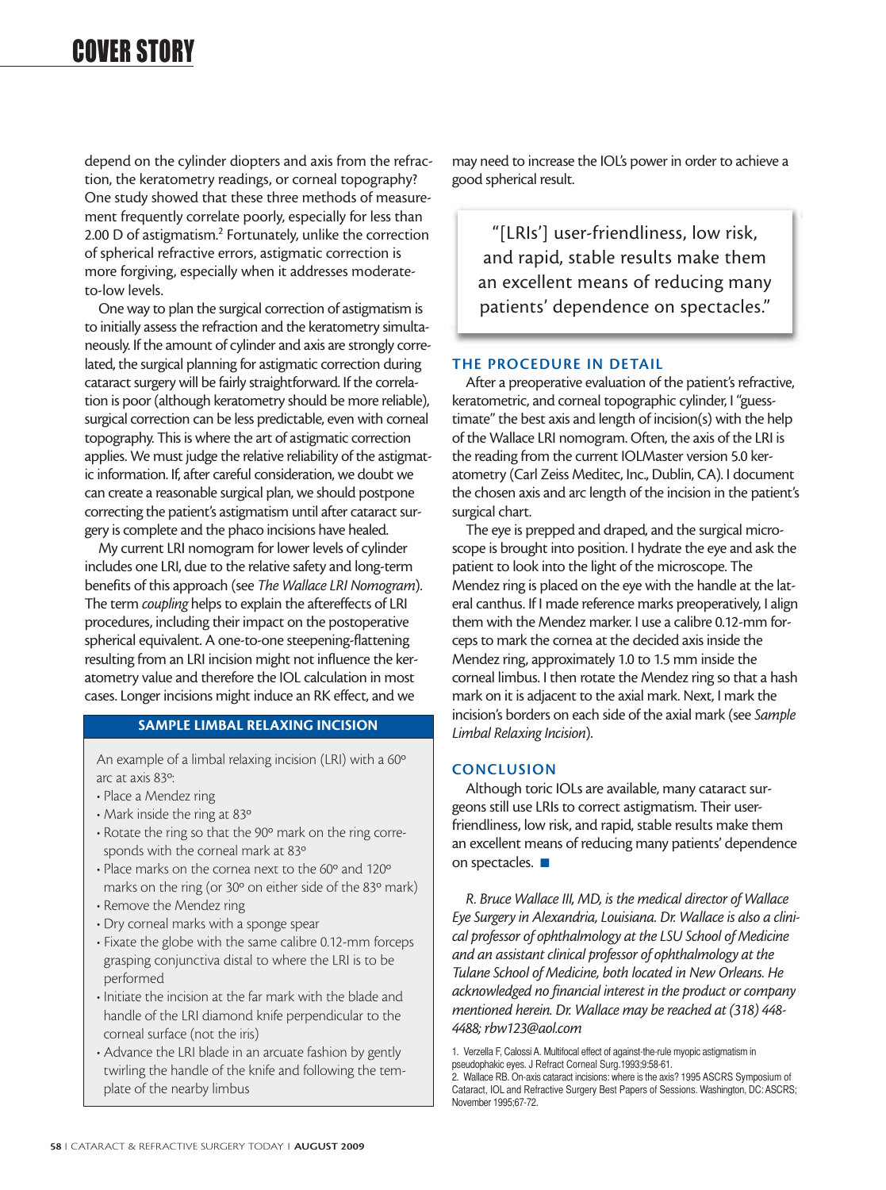depend on the cylinder diopters and axis from the refraction, the keratometry readings, or corneal topography? One study showed that these three methods of measurement frequently correlate poorly, especially for less than 2.00 D of astigmatism.[2] Fortunately, unlike the correction of spherical refractive errors, astigmatic correction is more forgiving, especially when it addresses moderate-to-low levels.

One way to plan the surgical correction of astigmatism is to initially assess the refraction and the keratometry simultaneously. If the amount of cylinder and axis are strongly correlated, the surgical planning for astigmatic correction during cataract surgery will be fairly straightforward. If the correlation is poor (although keratometry should be more reliable), surgical correction can be less predictable, even with corneal topography. This is where the art of astigmatic correction applies. We must judge the relative reliability of the astigmatic information. If, after careful consideration, we doubt we can create a reasonable surgical plan, we should postpone correcting the patient's astigmatism until after cataract surgery is complete and the phaco incisions have healed.

My current LRI nomogram for lower levels of cylinder includes one LRI, due to the relative safety and long-term benefits of this approach (see *The Wallace LRI Nomogram*). The term *coupling* helps to explain the aftereffects of LRI procedures, including their impact on the postoperative spherical equivalent. A one-to-one steepening-flattening resulting from an LRI incision might not influence the keratometry value and therefore the IOL calculation in most cases. Longer incisions might induce an RK effect, and we may need to increase the IOL's power in order to achieve a good spherical result.

> "[LRIs'] user-friendliness, low risk, and rapid, stable results make them an excellent means of reducing many patients' dependence on spectacles."

### SAMPLE LIMBAL RELAXING INCISION

An example of a limbal relaxing incision (LRI) with a 60º arc at axis 83º:

- Place a Mendez ring
- Mark inside the ring at 83º
- Rotate the ring so that the 90º mark on the ring corresponds with the corneal mark at 83º
- Place marks on the cornea next to the 60º and 120º marks on the ring (or 30º on either side of the 83º mark)
- Remove the Mendez ring
- Dry corneal marks with a sponge spear
- Fixate the globe with the same calibre 0.12-mm forceps grasping conjunctiva distal to where the LRI is to be performed
- Initiate the incision at the far mark with the blade and handle of the LRI diamond knife perpendicular to the corneal surface (not the iris)
- Advance the LRI blade in an arcuate fashion by gently twirling the handle of the knife and following the template of the nearby limbus

## THE PROCEDURE IN DETAIL

After a preoperative evaluation of the patient's refractive, keratometric, and corneal topographic cylinder, I "guesstimate" the best axis and length of incision(s) with the help of the Wallace LRI nomogram. Often, the axis of the LRI is the reading from the current IOLMaster version 5.0 keratometry (Carl Zeiss Meditec, Inc., Dublin, CA). I document the chosen axis and arc length of the incision in the patient's surgical chart.

The eye is prepped and draped, and the surgical microscope is brought into position. I hydrate the eye and ask the patient to look into the light of the microscope. The Mendez ring is placed on the eye with the handle at the lateral canthus. If I made reference marks preoperatively, I align them with the Mendez marker. I use a calibre 0.12-mm forceps to mark the cornea at the decided axis inside the Mendez ring, approximately 1.0 to 1.5 mm inside the corneal limbus. I then rotate the Mendez ring so that a hash mark on it is adjacent to the axial mark. Next, I mark the incision's borders on each side of the axial mark (see *Sample Limbal Relaxing Incision*).

## CONCLUSION

Although toric IOLs are available, many cataract surgeons still use LRIs to correct astigmatism. Their user-friendliness, low risk, and rapid, stable results make them an excellent means of reducing many patients' dependence on spectacles. ■

*R. Bruce Wallace III, MD, is the medical director of Wallace Eye Surgery in Alexandria, Louisiana. Dr. Wallace is also a clinical professor of ophthalmology at the LSU School of Medicine and an assistant clinical professor of ophthalmology at the Tulane School of Medicine, both located in New Orleans. He acknowledged no financial interest in the product or company mentioned herein. Dr. Wallace may be reached at (318) 448-4488; rbw123@aol.com*

1. Verzella F, Calossi A. Multifocal effect of against-the-rule myopic astigmatism in pseudophakic eyes. J Refract Corneal Surg.1993;9:58-61.
2. Wallace RB. On-axis cataract incisions: where is the axis? 1995 ASCRS Symposium of Cataract, IOL and Refractive Surgery Best Papers of Sessions. Washington, DC: ASCRS; November 1995;67-72.